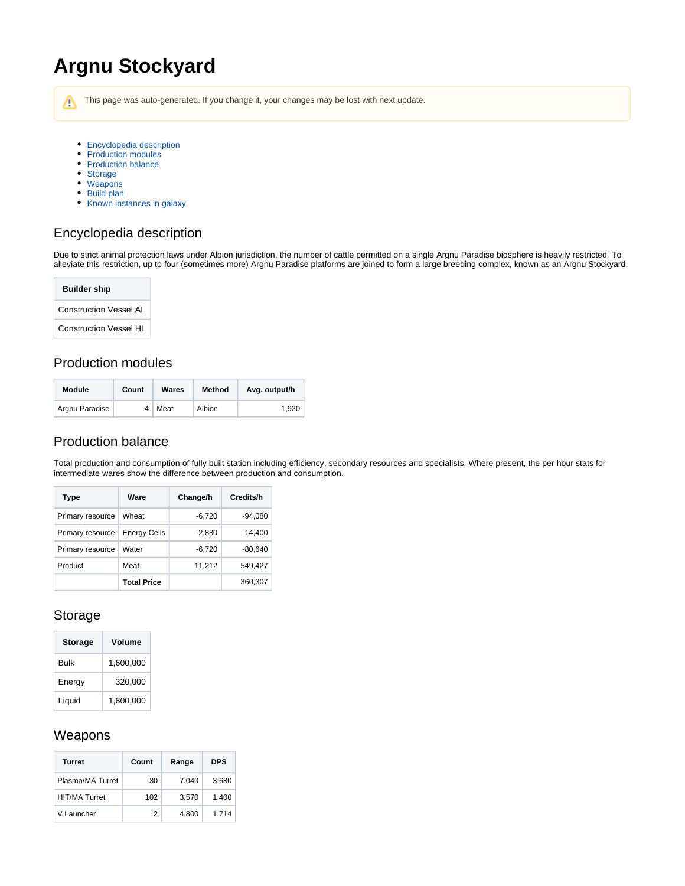# Argnu Stockyard

⚠ This page was auto-generated. If you change it, your changes may be lost with next update.

- Encyclopedia description
- Production modules
- Production balance
- Storage
- Weapons
- Build plan
- Known instances in galaxy

## Encyclopedia description

Due to strict animal protection laws under Albion jurisdiction, the number of cattle permitted on a single Argnu Paradise biosphere is heavily restricted. To alleviate this restriction, up to four (sometimes more) Argnu Paradise platforms are joined to form a large breeding complex, known as an Argnu Stockyard.

| Builder ship |
| --- |
| Construction Vessel AL |
| Construction Vessel HL |

## Production modules

| Module | Count | Wares | Method | Avg. output/h |
| --- | --- | --- | --- | --- |
| Argnu Paradise | 4 | Meat | Albion | 1,920 |

## Production balance

Total production and consumption of fully built station including efficiency, secondary resources and specialists. Where present, the per hour stats for intermediate wares show the difference between production and consumption.

| Type | Ware | Change/h | Credits/h |
| --- | --- | --- | --- |
| Primary resource | Wheat | -6,720 | -94,080 |
| Primary resource | Energy Cells | -2,880 | -14,400 |
| Primary resource | Water | -6,720 | -80,640 |
| Product | Meat | 11,212 | 549,427 |
| | **Total Price** | | 360,307 |

## Storage

| Storage | Volume |
| --- | --- |
| Bulk | 1,600,000 |
| Energy | 320,000 |
| Liquid | 1,600,000 |

## Weapons

| Turret | Count | Range | DPS |
| --- | --- | --- | --- |
| Plasma/MA Turret | 30 | 7,040 | 3,680 |
| HIT/MA Turret | 102 | 3,570 | 1,400 |
| V Launcher | 2 | 4,800 | 1,714 |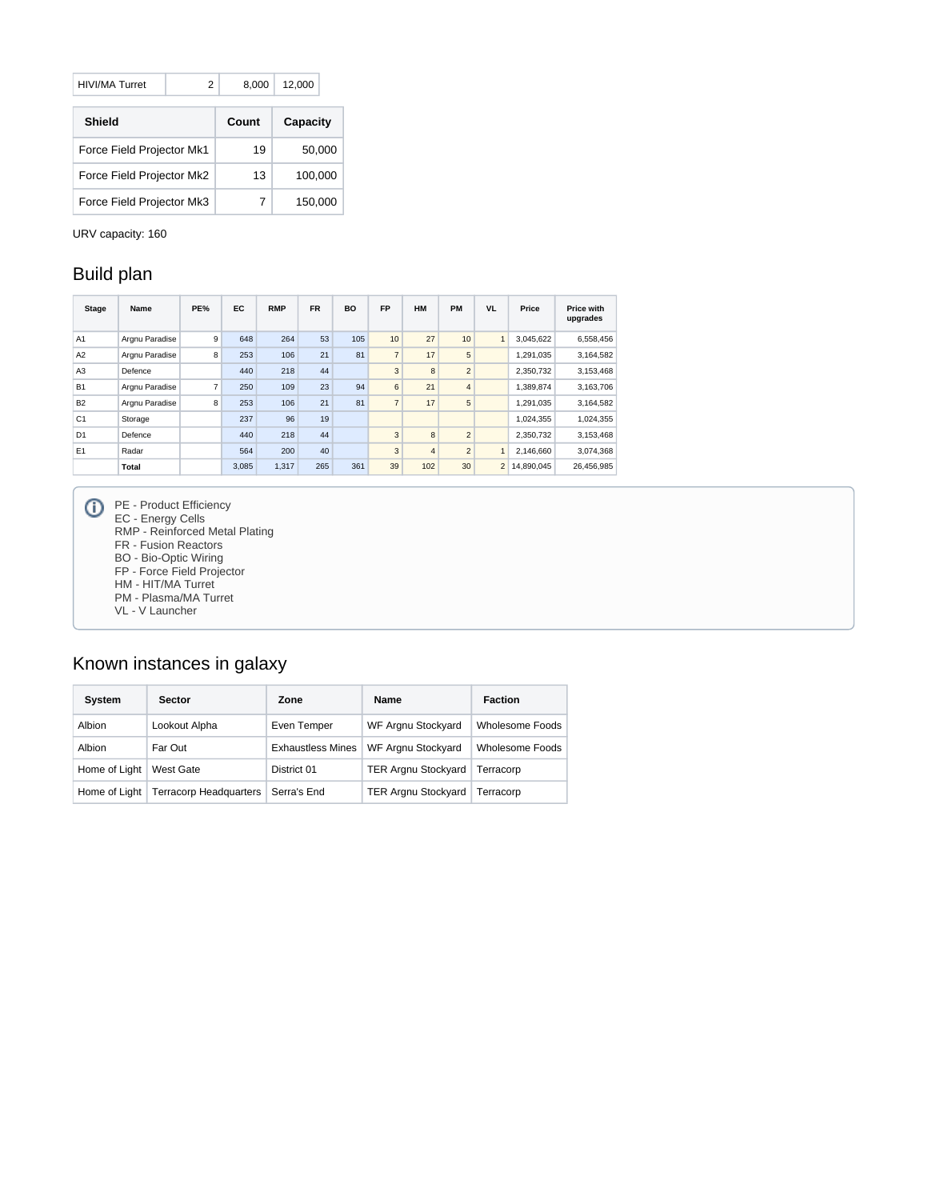| | | | |
|---|---|---|---|
| HIVI/MA Turret | 2 | 8,000 | 12,000 |

| Shield | Count | Capacity |
|---|---|---|
| Force Field Projector Mk1 | 19 | 50,000 |
| Force Field Projector Mk2 | 13 | 100,000 |
| Force Field Projector Mk3 | 7 | 150,000 |

URV capacity: 160

## Build plan

| Stage | Name | PE% | EC | RMP | FR | BO | FP | HM | PM | VL | Price | Price with upgrades |
|---|---|---|---|---|---|---|---|---|---|---|---|---|
| A1 | Argnu Paradise | 9 | 648 | 264 | 53 | 105 | 10 | 27 | 10 | 1 | 3,045,622 | 6,558,456 |
| A2 | Argnu Paradise | 8 | 253 | 106 | 21 | 81 | 7 | 17 | 5 | | 1,291,035 | 3,164,582 |
| A3 | Defence | | 440 | 218 | 44 | | 3 | 8 | 2 | | 2,350,732 | 3,153,468 |
| B1 | Argnu Paradise | 7 | 250 | 109 | 23 | 94 | 6 | 21 | 4 | | 1,389,874 | 3,163,706 |
| B2 | Argnu Paradise | 8 | 253 | 106 | 21 | 81 | 7 | 17 | 5 | | 1,291,035 | 3,164,582 |
| C1 | Storage | | 237 | 96 | 19 | | | | | | 1,024,355 | 1,024,355 |
| D1 | Defence | | 440 | 218 | 44 | | 3 | 8 | 2 | | 2,350,732 | 3,153,468 |
| E1 | Radar | | 564 | 200 | 40 | | 3 | 4 | 2 | 1 | 2,146,660 | 3,074,368 |
| | **Total** | | 3,085 | 1,317 | 265 | 361 | 39 | 102 | 30 | 2 | 14,890,045 | 26,456,985 |

PE - Product Efficiency
EC - Energy Cells
RMP - Reinforced Metal Plating
FR - Fusion Reactors
BO - Bio-Optic Wiring
FP - Force Field Projector
HM - HIT/MA Turret
PM - Plasma/MA Turret
VL - V Launcher

## Known instances in galaxy

| System | Sector | Zone | Name | Faction |
|---|---|---|---|---|
| Albion | Lookout Alpha | Even Temper | WF Argnu Stockyard | Wholesome Foods |
| Albion | Far Out | Exhaustless Mines | WF Argnu Stockyard | Wholesome Foods |
| Home of Light | West Gate | District 01 | TER Argnu Stockyard | Terracorp |
| Home of Light | Terracorp Headquarters | Serra's End | TER Argnu Stockyard | Terracorp |